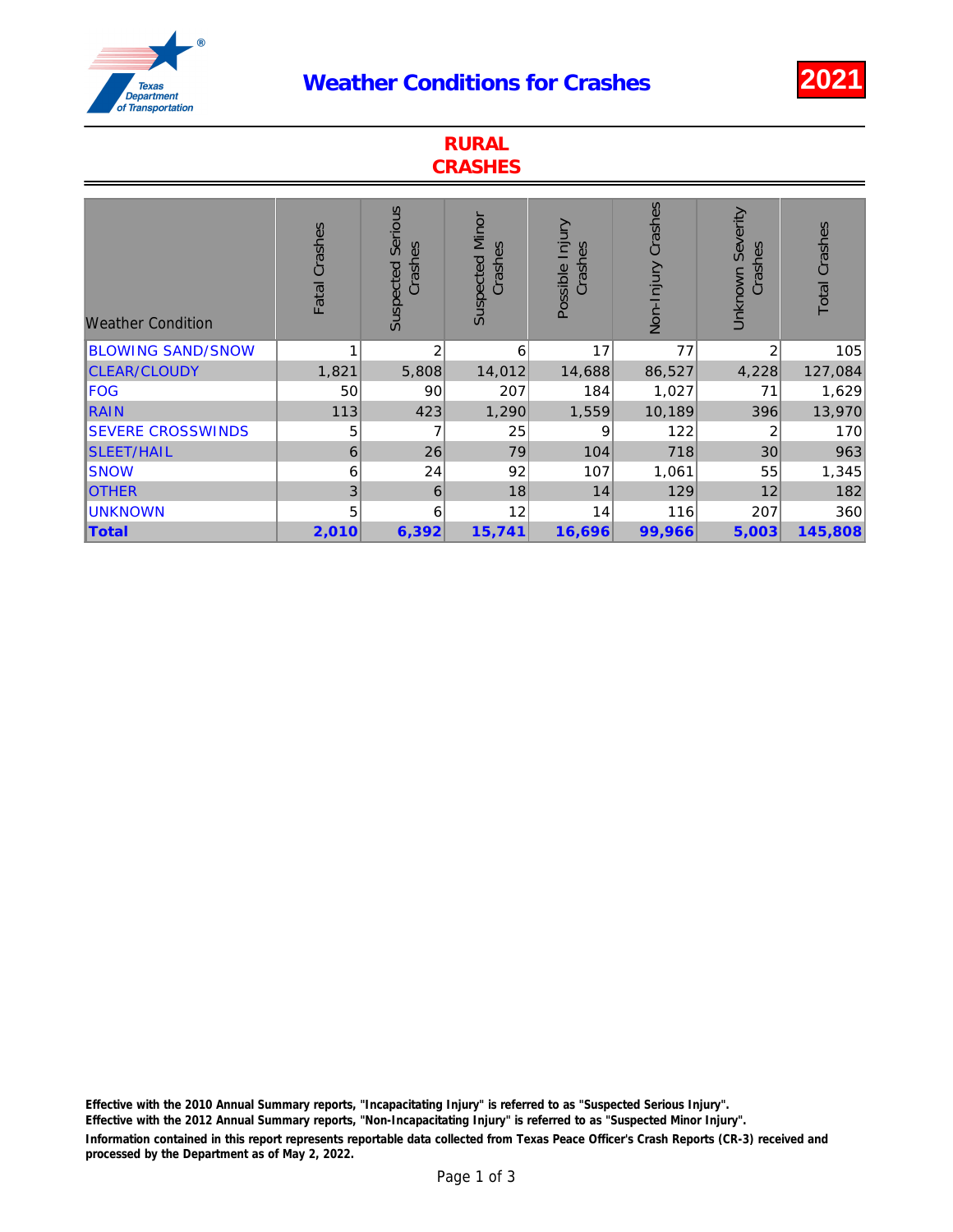# Weather Conditions for Crashes

**2021**

## RURAL CRASHES

| Weather Condition | Fatal Crashes | Suspected Serious Crashes | Suspected Minor Crashes | Possible Injury Crashes | Non-Injury Crashes | Unknown Severity Crashes | Total Crashes |
|---|---|---|---|---|---|---|---|
| BLOWING SAND/SNOW | 1 | 2 | 6 | 17 | 77 | 2 | 105 |
| CLEAR/CLOUDY | 1,821 | 5,808 | 14,012 | 14,688 | 86,527 | 4,228 | 127,084 |
| FOG | 50 | 90 | 207 | 184 | 1,027 | 71 | 1,629 |
| RAIN | 113 | 423 | 1,290 | 1,559 | 10,189 | 396 | 13,970 |
| SEVERE CROSSWINDS | 5 | 7 | 25 | 9 | 122 | 2 | 170 |
| SLEET/HAIL | 6 | 26 | 79 | 104 | 718 | 30 | 963 |
| SNOW | 6 | 24 | 92 | 107 | 1,061 | 55 | 1,345 |
| OTHER | 3 | 6 | 18 | 14 | 129 | 12 | 182 |
| UNKNOWN | 5 | 6 | 12 | 14 | 116 | 207 | 360 |
| **Total** | **2,010** | **6,392** | **15,741** | **16,696** | **99,966** | **5,003** | **145,808** |

**Effective with the 2010 Annual Summary reports, "Incapacitating Injury" is referred to as "Suspected Serious Injury".**
**Effective with the 2012 Annual Summary reports, "Non-Incapacitating Injury" is referred to as "Suspected Minor Injury".**
**Information contained in this report represents reportable data collected from Texas Peace Officer's Crash Reports (CR-3) received and processed by the Department as of May 2, 2022.**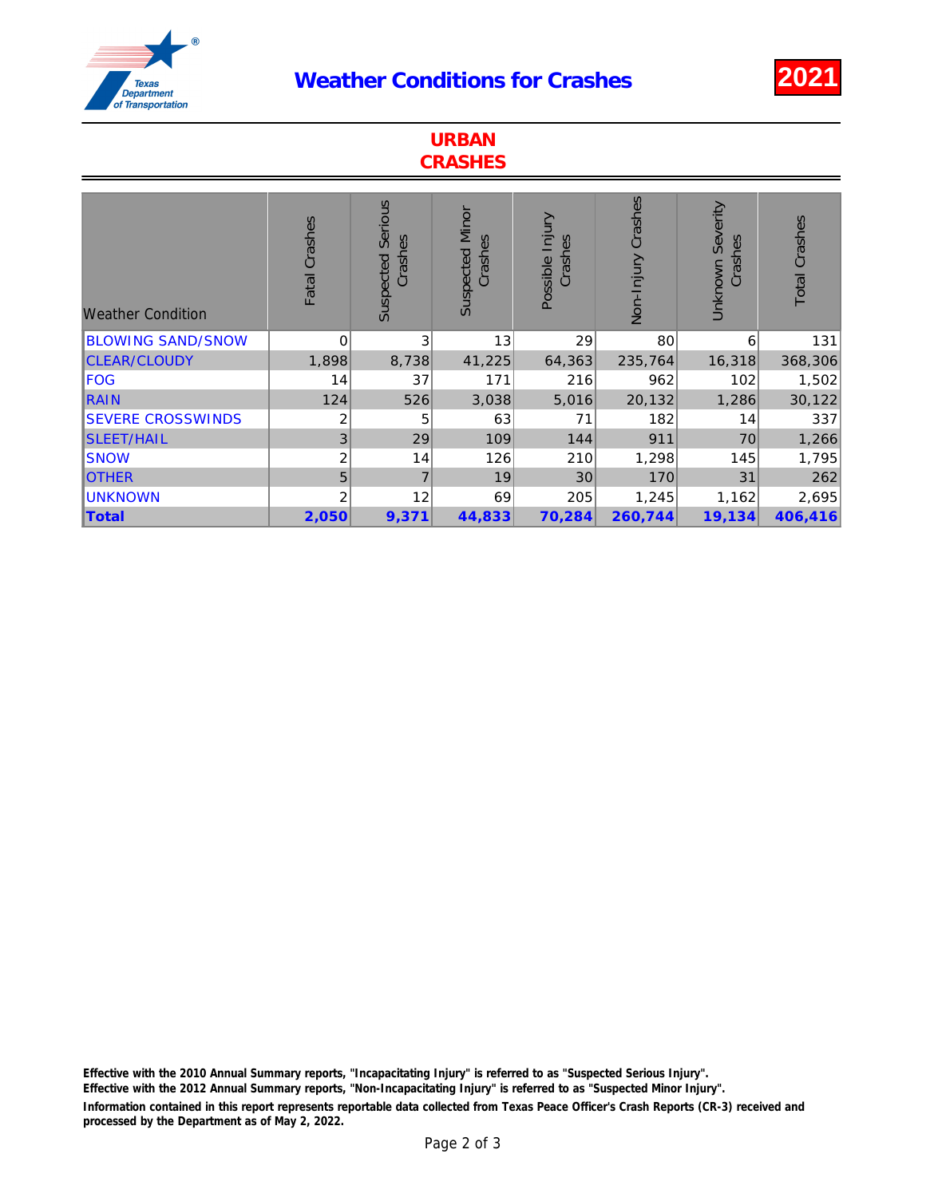# Weather Conditions for Crashes

**2021**

## URBAN CRASHES

| Weather Condition | Fatal Crashes | Suspected Serious Crashes | Suspected Minor Crashes | Possible Injury Crashes | Non-Injury Crashes | Unknown Severity Crashes | Total Crashes |
|---|---|---|---|---|---|---|---|
| BLOWING SAND/SNOW | 0 | 3 | 13 | 29 | 80 | 6 | 131 |
| CLEAR/CLOUDY | 1,898 | 8,738 | 41,225 | 64,363 | 235,764 | 16,318 | 368,306 |
| FOG | 14 | 37 | 171 | 216 | 962 | 102 | 1,502 |
| RAIN | 124 | 526 | 3,038 | 5,016 | 20,132 | 1,286 | 30,122 |
| SEVERE CROSSWINDS | 2 | 5 | 63 | 71 | 182 | 14 | 337 |
| SLEET/HAIL | 3 | 29 | 109 | 144 | 911 | 70 | 1,266 |
| SNOW | 2 | 14 | 126 | 210 | 1,298 | 145 | 1,795 |
| OTHER | 5 | 7 | 19 | 30 | 170 | 31 | 262 |
| UNKNOWN | 2 | 12 | 69 | 205 | 1,245 | 1,162 | 2,695 |
| **Total** | **2,050** | **9,371** | **44,833** | **70,284** | **260,744** | **19,134** | **406,416** |

**Effective with the 2010 Annual Summary reports, "Incapacitating Injury" is referred to as "Suspected Serious Injury".**
**Effective with the 2012 Annual Summary reports, "Non-Incapacitating Injury" is referred to as "Suspected Minor Injury".**
**Information contained in this report represents reportable data collected from Texas Peace Officer's Crash Reports (CR-3) received and processed by the Department as of May 2, 2022.**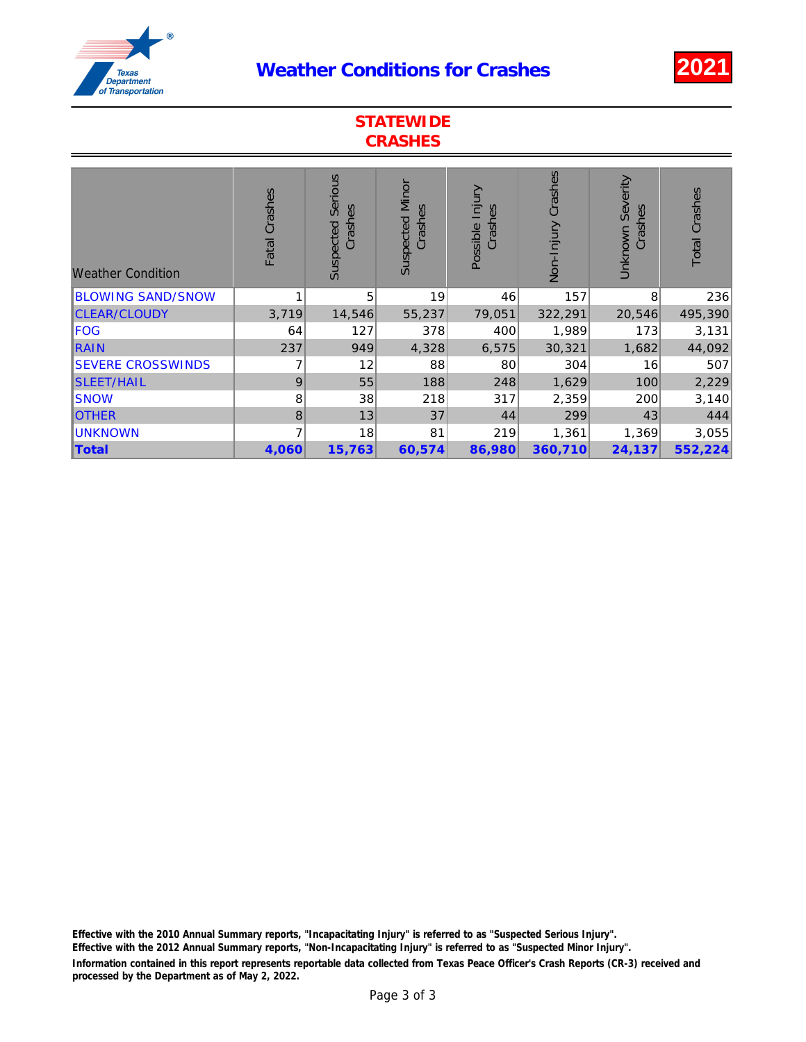# Weather Conditions for Crashes

**2021**

## STATEWIDE CRASHES

| Weather Condition | Fatal Crashes | Suspected Serious Crashes | Suspected Minor Crashes | Possible Injury Crashes | Non-Injury Crashes | Unknown Severity Crashes | Total Crashes |
|---|---|---|---|---|---|---|---|
| BLOWING SAND/SNOW | 1 | 5 | 19 | 46 | 157 | 8 | 236 |
| CLEAR/CLOUDY | 3,719 | 14,546 | 55,237 | 79,051 | 322,291 | 20,546 | 495,390 |
| FOG | 64 | 127 | 378 | 400 | 1,989 | 173 | 3,131 |
| RAIN | 237 | 949 | 4,328 | 6,575 | 30,321 | 1,682 | 44,092 |
| SEVERE CROSSWINDS | 7 | 12 | 88 | 80 | 304 | 16 | 507 |
| SLEET/HAIL | 9 | 55 | 188 | 248 | 1,629 | 100 | 2,229 |
| SNOW | 8 | 38 | 218 | 317 | 2,359 | 200 | 3,140 |
| OTHER | 8 | 13 | 37 | 44 | 299 | 43 | 444 |
| UNKNOWN | 7 | 18 | 81 | 219 | 1,361 | 1,369 | 3,055 |
| **Total** | **4,060** | **15,763** | **60,574** | **86,980** | **360,710** | **24,137** | **552,224** |

**Effective with the 2010 Annual Summary reports, "Incapacitating Injury" is referred to as "Suspected Serious Injury".**
**Effective with the 2012 Annual Summary reports, "Non-Incapacitating Injury" is referred to as "Suspected Minor Injury".**
**Information contained in this report represents reportable data collected from Texas Peace Officer's Crash Reports (CR-3) received and processed by the Department as of May 2, 2022.**